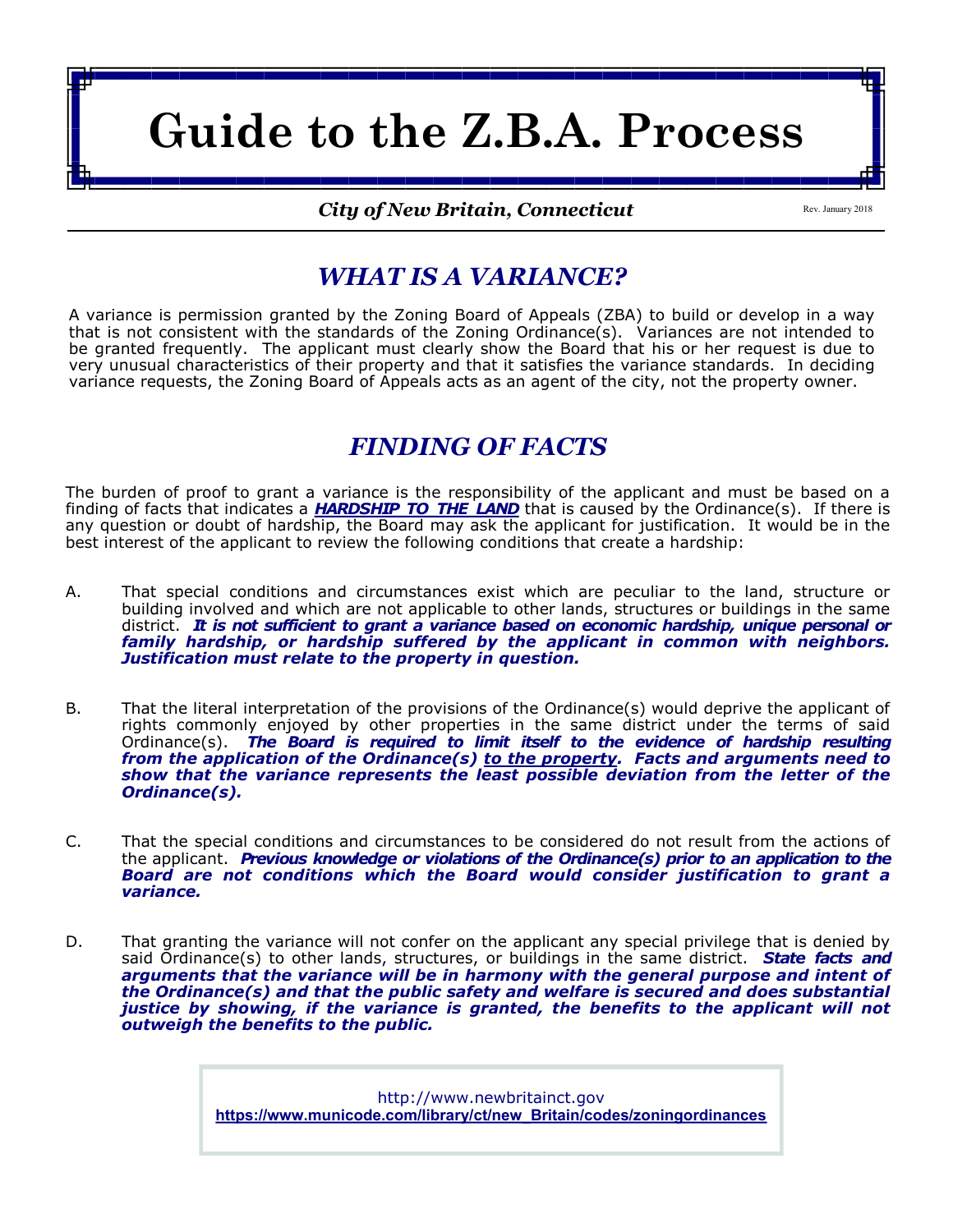# Guide to the Z.B.A. Process

***City of New Britain, Connecticut***

Rev. January 2018

## *WHAT IS A VARIANCE?*

A variance is permission granted by the Zoning Board of Appeals (ZBA) to build or develop in a way that is not consistent with the standards of the Zoning Ordinance(s). Variances are not intended to be granted frequently. The applicant must clearly show the Board that his or her request is due to very unusual characteristics of their property and that it satisfies the variance standards. In deciding variance requests, the Zoning Board of Appeals acts as an agent of the city, not the property owner.

## *FINDING OF FACTS*

The burden of proof to grant a variance is the responsibility of the applicant and must be based on a finding of facts that indicates a ***HARDSHIP TO THE LAND*** that is caused by the Ordinance(s). If there is any question or doubt of hardship, the Board may ask the applicant for justification. It would be in the best interest of the applicant to review the following conditions that create a hardship:

A. That special conditions and circumstances exist which are peculiar to the land, structure or building involved and which are not applicable to other lands, structures or buildings in the same district. ***It is not sufficient to grant a variance based on economic hardship, unique personal or family hardship, or hardship suffered by the applicant in common with neighbors. Justification must relate to the property in question.***

B. That the literal interpretation of the provisions of the Ordinance(s) would deprive the applicant of rights commonly enjoyed by other properties in the same district under the terms of said Ordinance(s). ***The Board is required to limit itself to the evidence of hardship resulting from the application of the Ordinance(s) to the property. Facts and arguments need to show that the variance represents the least possible deviation from the letter of the Ordinance(s).***

C. That the special conditions and circumstances to be considered do not result from the actions of the applicant. ***Previous knowledge or violations of the Ordinance(s) prior to an application to the Board are not conditions which the Board would consider justification to grant a variance.***

D. That granting the variance will not confer on the applicant any special privilege that is denied by said Ordinance(s) to other lands, structures, or buildings in the same district. ***State facts and arguments that the variance will be in harmony with the general purpose and intent of the Ordinance(s) and that the public safety and welfare is secured and does substantial justice by showing, if the variance is granted, the benefits to the applicant will not outweigh the benefits to the public.***

http://www.newbritainct.gov
**https://www.municode.com/library/ct/new_Britain/codes/zoningordinances**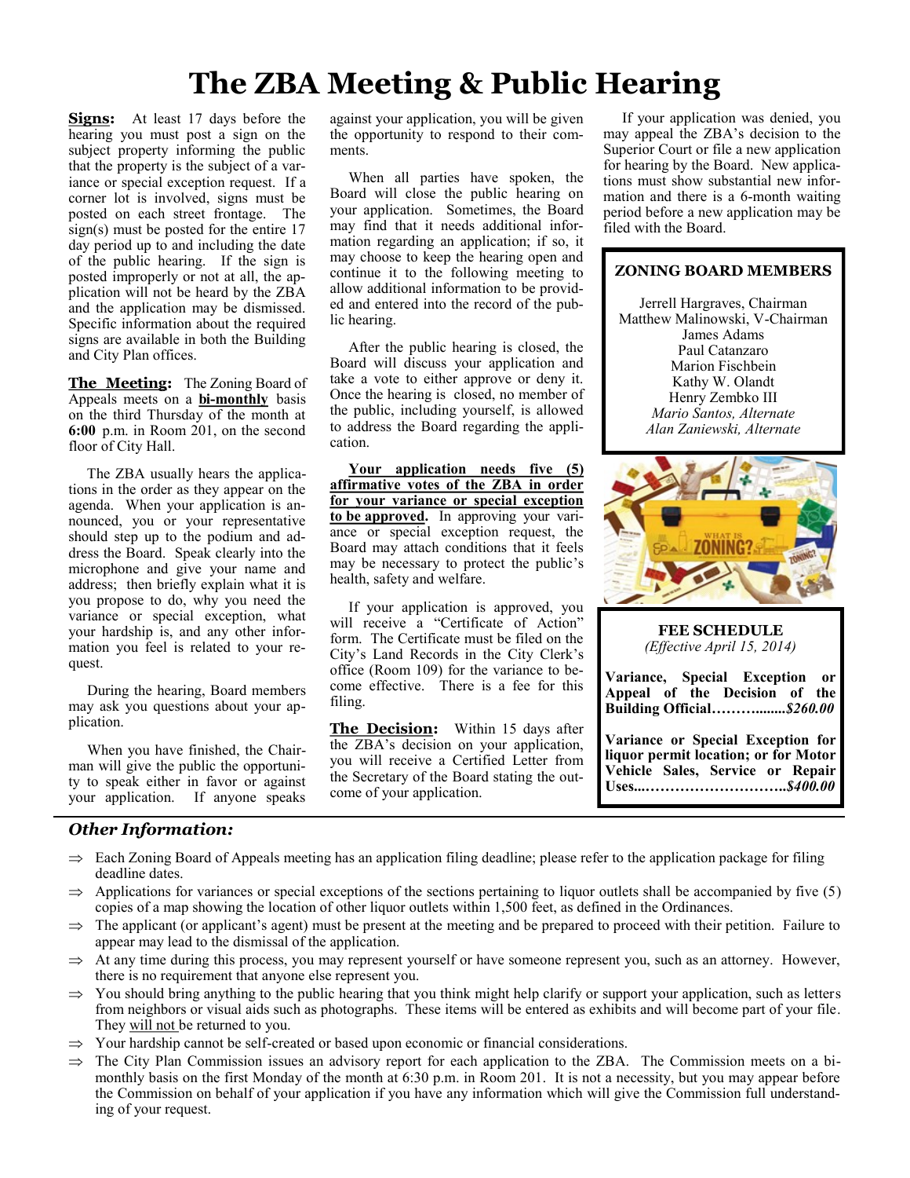# The ZBA Meeting & Public Hearing

**Signs:** At least 17 days before the hearing you must post a sign on the subject property informing the public that the property is the subject of a variance or special exception request. If a corner lot is involved, signs must be posted on each street frontage. The sign(s) must be posted for the entire 17 day period up to and including the date of the public hearing. If the sign is posted improperly or not at all, the application will not be heard by the ZBA and the application may be dismissed. Specific information about the required signs are available in both the Building and City Plan offices.

**The Meeting:** The Zoning Board of Appeals meets on a **bi-monthly** basis on the third Thursday of the month at **6:00** p.m. in Room 201, on the second floor of City Hall.

The ZBA usually hears the applications in the order as they appear on the agenda. When your application is announced, you or your representative should step up to the podium and address the Board. Speak clearly into the microphone and give your name and address; then briefly explain what it is you propose to do, why you need the variance or special exception, what your hardship is, and any other information you feel is related to your request.

During the hearing, Board members may ask you questions about your application.

When you have finished, the Chairman will give the public the opportunity to speak either in favor or against your application. If anyone speaks against your application, you will be given the opportunity to respond to their comments.

When all parties have spoken, the Board will close the public hearing on your application. Sometimes, the Board may find that it needs additional information regarding an application; if so, it may choose to keep the hearing open and continue it to the following meeting to allow additional information to be provided and entered into the record of the public hearing.

After the public hearing is closed, the Board will discuss your application and take a vote to either approve or deny it. Once the hearing is closed, no member of the public, including yourself, is allowed to address the Board regarding the application.

**Your application needs five (5) affirmative votes of the ZBA in order for your variance or special exception to be approved.** In approving your variance or special exception request, the Board may attach conditions that it feels may be necessary to protect the public's health, safety and welfare.

If your application is approved, you will receive a "Certificate of Action" form. The Certificate must be filed on the City's Land Records in the City Clerk's office (Room 109) for the variance to become effective. There is a fee for this filing.

**The Decision:** Within 15 days after the ZBA's decision on your application, you will receive a Certified Letter from the Secretary of the Board stating the outcome of your application.

If your application was denied, you may appeal the ZBA's decision to the Superior Court or file a new application for hearing by the Board. New applications must show substantial new information and there is a 6-month waiting period before a new application may be filed with the Board.

**ZONING BOARD MEMBERS**

Jerrell Hargraves, Chairman
Matthew Malinowski, V-Chairman
James Adams
Paul Catanzaro
Marion Fischbein
Kathy W. Olandt
Henry Zembko III
*Mario Santos, Alternate*
*Alan Zaniewski, Alternate*

**FEE SCHEDULE**
*(Effective April 15, 2014)*

**Variance, Special Exception or Appeal of the Decision of the Building Official……........*$260.00***

**Variance or Special Exception for liquor permit location; or for Motor Vehicle Sales, Service or Repair Uses...………………………..*$400.00***

## *Other Information:*

- Each Zoning Board of Appeals meeting has an application filing deadline; please refer to the application package for filing deadline dates.
- Applications for variances or special exceptions of the sections pertaining to liquor outlets shall be accompanied by five (5) copies of a map showing the location of other liquor outlets within 1,500 feet, as defined in the Ordinances.
- The applicant (or applicant's agent) must be present at the meeting and be prepared to proceed with their petition. Failure to appear may lead to the dismissal of the application.
- At any time during this process, you may represent yourself or have someone represent you, such as an attorney. However, there is no requirement that anyone else represent you.
- You should bring anything to the public hearing that you think might help clarify or support your application, such as letters from neighbors or visual aids such as photographs. These items will be entered as exhibits and will become part of your file. They will not be returned to you.
- Your hardship cannot be self-created or based upon economic or financial considerations.
- The City Plan Commission issues an advisory report for each application to the ZBA. The Commission meets on a bi-monthly basis on the first Monday of the month at 6:30 p.m. in Room 201. It is not a necessity, but you may appear before the Commission on behalf of your application if you have any information which will give the Commission full understanding of your request.